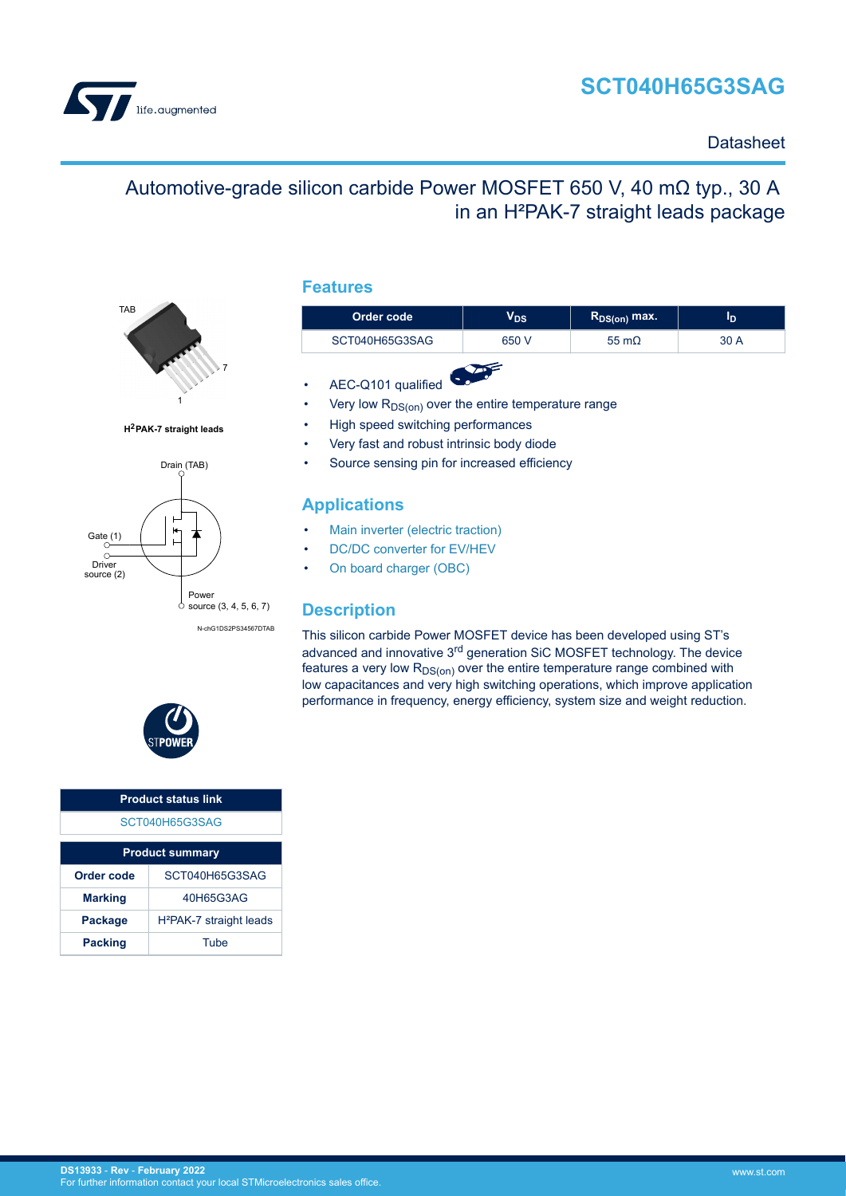# SCT040H65G3SAG

Datasheet

## Automotive-grade silicon carbide Power MOSFET 650 V, 40 mΩ typ., 30 A in an H²PAK-7 straight leads package

TAB

7

1

$H^2$PAK-7 straight leads

Drain (TAB)

Gate (1)

Driver source (2)

Power source (3, 4, 5, 6, 7)

N-chG1DS2PS34567DTAB

| Product status link |
| --- |
| SCT040H65G3SAG |

| Product summary | |
| --- | --- |
| **Order code** | SCT040H65G3SAG |
| **Marking** | 40H65G3AG |
| **Package** | H²PAK-7 straight leads |
| **Packing** | Tube |

## Features

| Order code | $V_{DS}$ | $R_{DS(on)}$ max. | $I_D$ |
| --- | --- | --- | --- |
| SCT040H65G3SAG | 650 V | 55 mΩ | 30 A |

- AEC-Q101 qualified
- Very low $R_{DS(on)}$ over the entire temperature range
- High speed switching performances
- Very fast and robust intrinsic body diode
- Source sensing pin for increased efficiency

## Applications

- Main inverter (electric traction)
- DC/DC converter for EV/HEV
- On board charger (OBC)

## Description

This silicon carbide Power MOSFET device has been developed using ST's advanced and innovative 3rd generation SiC MOSFET technology. The device features a very low $R_{DS(on)}$ over the entire temperature range combined with low capacitances and very high switching operations, which improve application performance in frequency, energy efficiency, system size and weight reduction.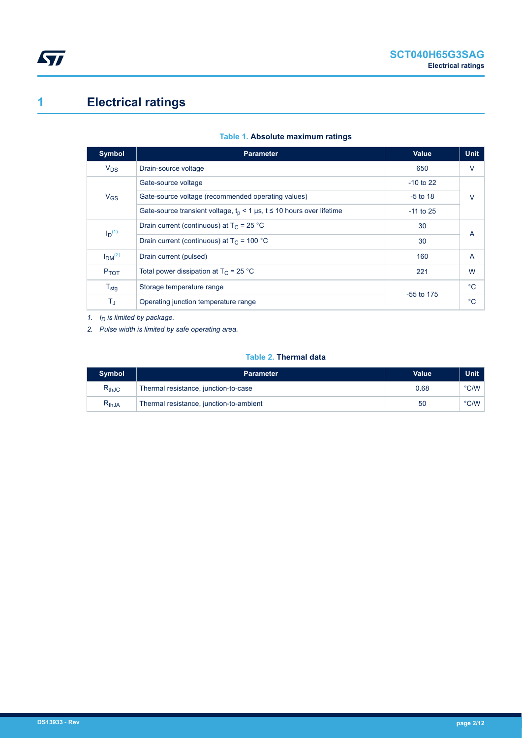# 1 Electrical ratings

**Table 1. Absolute maximum ratings**

| Symbol | Parameter | Value | Unit |
|---|---|---|---|
| $V_{DS}$ | Drain-source voltage | 650 | V |
| $V_{GS}$ | Gate-source voltage | -10 to 22 | V |
| | Gate-source voltage (recommended operating values) | -5 to 18 | |
| | Gate-source transient voltage, $t_p < 1$ µs, $t \leq 10$ hours over lifetime | -11 to 25 | |
| $I_D$ [(1)] | Drain current (continuous) at $T_C = 25$ °C | 30 | A |
| | Drain current (continuous) at $T_C = 100$ °C | 30 | |
| $I_{DM}$ [(2)] | Drain current (pulsed) | 160 | A |
| $P_{TOT}$ | Total power dissipation at $T_C = 25$ °C | 221 | W |
| $T_{stg}$ | Storage temperature range | -55 to 175 | °C |
| $T_J$ | Operating junction temperature range | | °C |

1. *$I_D$ is limited by package.*
2. *Pulse width is limited by safe operating area.*

**Table 2. Thermal data**

| Symbol | Parameter | Value | Unit |
|---|---|---|---|
| $R_{thJC}$ | Thermal resistance, junction-to-case | 0.68 | °C/W |
| $R_{thJA}$ | Thermal resistance, junction-to-ambient | 50 | °C/W |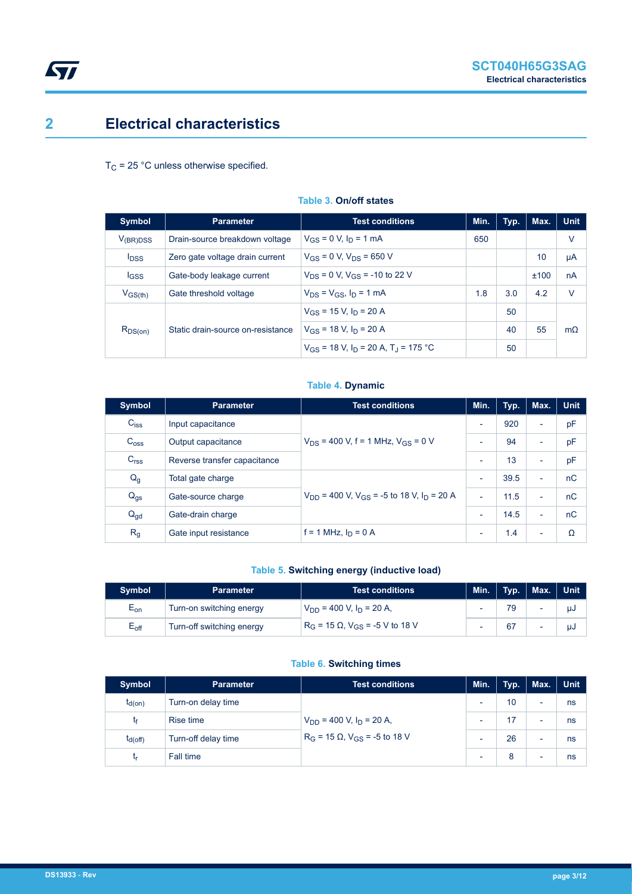# 2 Electrical characteristics

$T_C$ = 25 °C unless otherwise specified.

**Table 3. On/off states**

| Symbol | Parameter | Test conditions | Min. | Typ. | Max. | Unit |
|---|---|---|---|---|---|---|
| $V_{(BR)DSS}$ | Drain-source breakdown voltage | $V_{GS}$ = 0 V, $I_D$ = 1 mA | 650 | | | V |
| $I_{DSS}$ | Zero gate voltage drain current | $V_{GS}$ = 0 V, $V_{DS}$ = 650 V | | | 10 | µA |
| $I_{GSS}$ | Gate-body leakage current | $V_{DS}$ = 0 V, $V_{GS}$ = -10 to 22 V | | | ±100 | nA |
| $V_{GS(th)}$ | Gate threshold voltage | $V_{DS}$ = $V_{GS}$, $I_D$ = 1 mA | 1.8 | 3.0 | 4.2 | V |
| $R_{DS(on)}$ | Static drain-source on-resistance | $V_{GS}$ = 15 V, $I_D$ = 20 A | | 50 | | mΩ |
| | | $V_{GS}$ = 18 V, $I_D$ = 20 A | | 40 | 55 | |
| | | $V_{GS}$ = 18 V, $I_D$ = 20 A, $T_J$ = 175 °C | | 50 | | |

**Table 4. Dynamic**

| Symbol | Parameter | Test conditions | Min. | Typ. | Max. | Unit |
|---|---|---|---|---|---|---|
| $C_{iss}$ | Input capacitance | $V_{DS}$ = 400 V, f = 1 MHz, $V_{GS}$ = 0 V | - | 920 | - | pF |
| $C_{oss}$ | Output capacitance | | - | 94 | - | pF |
| $C_{rss}$ | Reverse transfer capacitance | | - | 13 | - | pF |
| $Q_g$ | Total gate charge | $V_{DD}$ = 400 V, $V_{GS}$ = -5 to 18 V, $I_D$ = 20 A | - | 39.5 | - | nC |
| $Q_{gs}$ | Gate-source charge | | - | 11.5 | - | nC |
| $Q_{gd}$ | Gate-drain charge | | - | 14.5 | - | nC |
| $R_g$ | Gate input resistance | f = 1 MHz, $I_D$ = 0 A | - | 1.4 | - | Ω |

**Table 5. Switching energy (inductive load)**

| Symbol | Parameter | Test conditions | Min. | Typ. | Max. | Unit |
|---|---|---|---|---|---|---|
| $E_{on}$ | Turn-on switching energy | $V_{DD}$ = 400 V, $I_D$ = 20 A, $R_G$ = 15 Ω, $V_{GS}$ = -5 V to 18 V | - | 79 | - | µJ |
| $E_{off}$ | Turn-off switching energy | | - | 67 | - | µJ |

**Table 6. Switching times**

| Symbol | Parameter | Test conditions | Min. | Typ. | Max. | Unit |
|---|---|---|---|---|---|---|
| $t_{d(on)}$ | Turn-on delay time | $V_{DD}$ = 400 V, $I_D$ = 20 A, $R_G$ = 15 Ω, $V_{GS}$ = -5 to 18 V | - | 10 | - | ns |
| $t_f$ | Rise time | | - | 17 | - | ns |
| $t_{d(off)}$ | Turn-off delay time | | - | 26 | - | ns |
| $t_r$ | Fall time | | - | 8 | - | ns |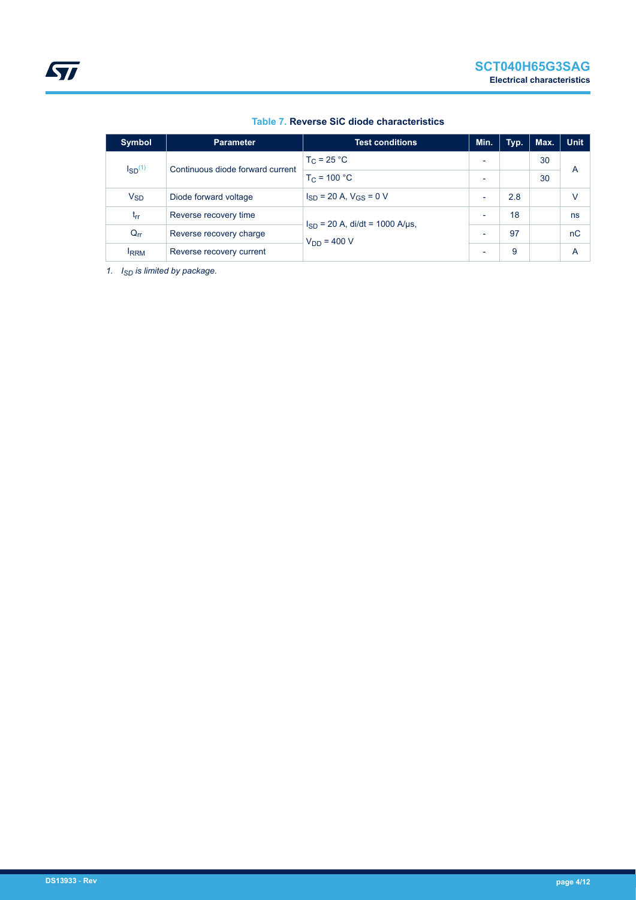**Table 7. Reverse SiC diode characteristics**

| Symbol | Parameter | Test conditions | Min. | Typ. | Max. | Unit |
|---|---|---|---|---|---|---|
| $I_{SD}$ [(1)] | Continuous diode forward current | $T_C$ = 25 °C | - | | 30 | A |
| | | $T_C$ = 100 °C | - | | 30 | |
| $V_{SD}$ | Diode forward voltage | $I_{SD}$ = 20 A, $V_{GS}$ = 0 V | - | 2.8 | | V |
| $t_{rr}$ | Reverse recovery time | $I_{SD}$ = 20 A, di/dt = 1000 A/µs, $V_{DD}$ = 400 V | - | 18 | | ns |
| $Q_{rr}$ | Reverse recovery charge | | - | 97 | | nC |
| $I_{RRM}$ | Reverse recovery current | | - | 9 | | A |

1. *$I_{SD}$ is limited by package.*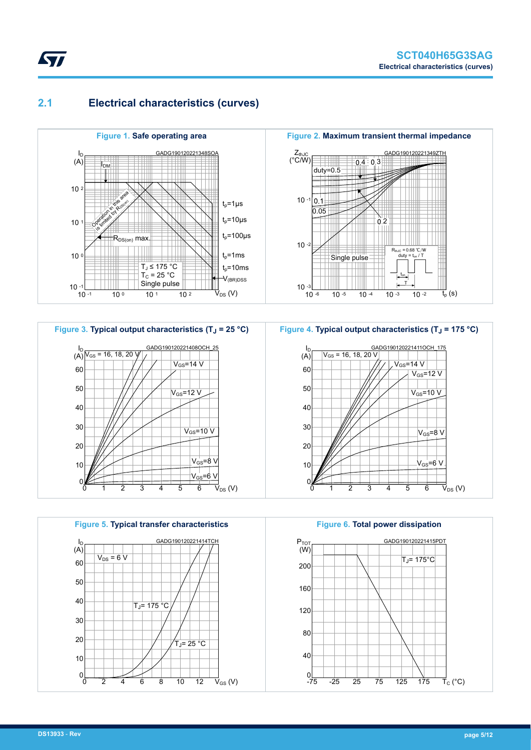## 2.1 Electrical characteristics (curves)

**Figure 1. Safe operating area**

**Figure 2. Maximum transient thermal impedance**

**Figure 3. Typical output characteristics ($T_J$ = 25 °C)**

**Figure 4. Typical output characteristics ($T_J$ = 175 °C)**

**Figure 5. Typical transfer characteristics**

**Figure 6. Total power dissipation**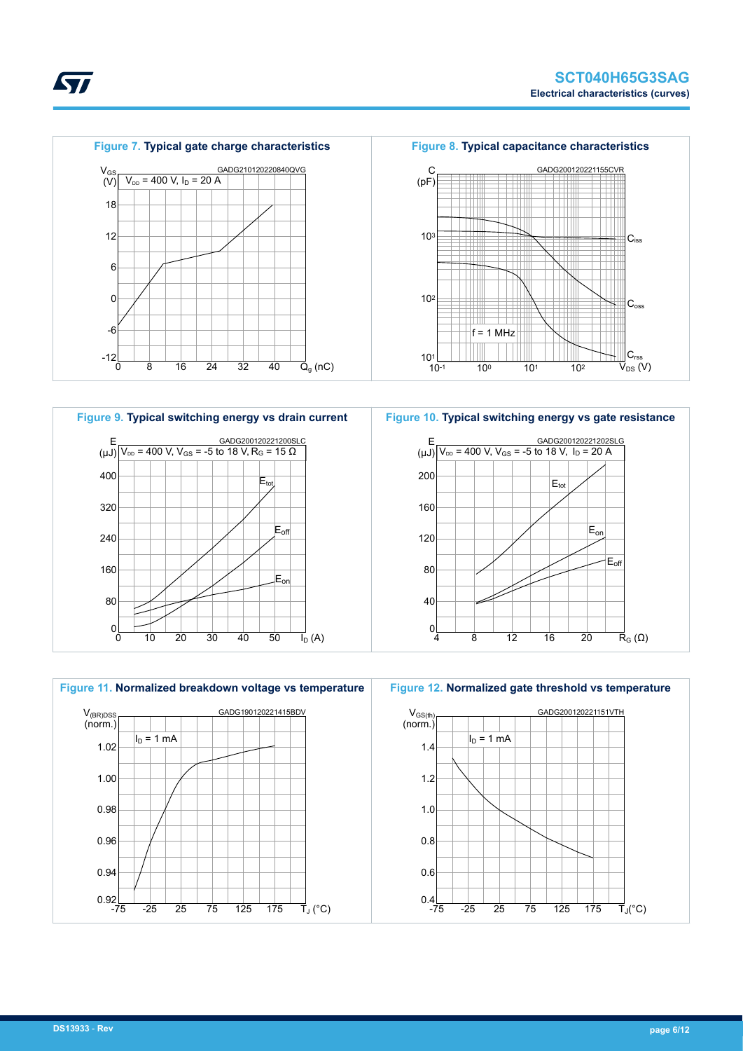**Figure 7. Typical gate charge characteristics**

GADG210120220840QVG

$V_{GS}$ (V); $V_{DD}$ = 400 V, $I_D$ = 20 A; $Q_g$ (nC)

**Figure 8. Typical capacitance characteristics**

GADG200120221155CVR

C (pF); $C_{iss}$, $C_{oss}$, $C_{rss}$; f = 1 MHz; $V_{DS}$ (V)

**Figure 9. Typical switching energy vs drain current**

GADG200120221200SLC

E (μJ); $V_{DD}$ = 400 V, $V_{GS}$ = -5 to 18 V, $R_G$ = 15 Ω; $E_{tot}$, $E_{off}$, $E_{on}$; $I_D$ (A)

**Figure 10. Typical switching energy vs gate resistance**

GADG200120221202SLG

E (μJ); $V_{DD}$ = 400 V, $V_{GS}$ = -5 to 18 V, $I_D$ = 20 A; $E_{tot}$, $E_{on}$, $E_{off}$; $R_G$ (Ω)

**Figure 11. Normalized breakdown voltage vs temperature**

GADG190120221415BDV

$V_{(BR)DSS}$ (norm.); $I_D$ = 1 mA; $T_J$ (°C)

**Figure 12. Normalized gate threshold vs temperature**

GADG200120221151VTH

$V_{GS(th)}$ (norm.); $I_D$ = 1 mA; $T_J$(°C)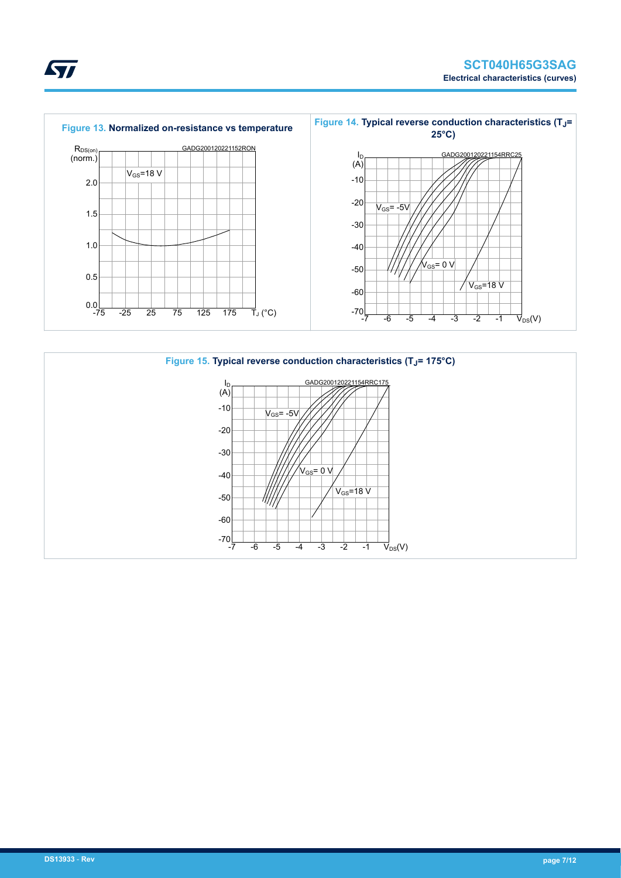Figure 13. Normalized on-resistance vs temperature

$R_{DS(on)}$ (norm.)

GADG200120221152RON

$V_{GS}$=18 V

2.0

1.5

1.0

0.5

0.0

-75 -25 25 75 125 175 $T_J$ (°C)

Figure 14. Typical reverse conduction characteristics ($T_J$= 25°C)

$I_D$ (A)

GADG200120221154RRC25

-10

-20

-30

-40

-50

-60

-70

$V_{GS}$= -5V

$V_{GS}$= 0 V

$V_{GS}$=18 V

-7 -6 -5 -4 -3 -2 -1 $V_{DS}$(V)

Figure 15. Typical reverse conduction characteristics ($T_J$= 175°C)

$I_D$ (A)

GADG200120221154RRC175

-10

-20

-30

-40

-50

-60

-70

$V_{GS}$= -5V

$V_{GS}$= 0 V

$V_{GS}$=18 V

-7 -6 -5 -4 -3 -2 -1 $V_{DS}$(V)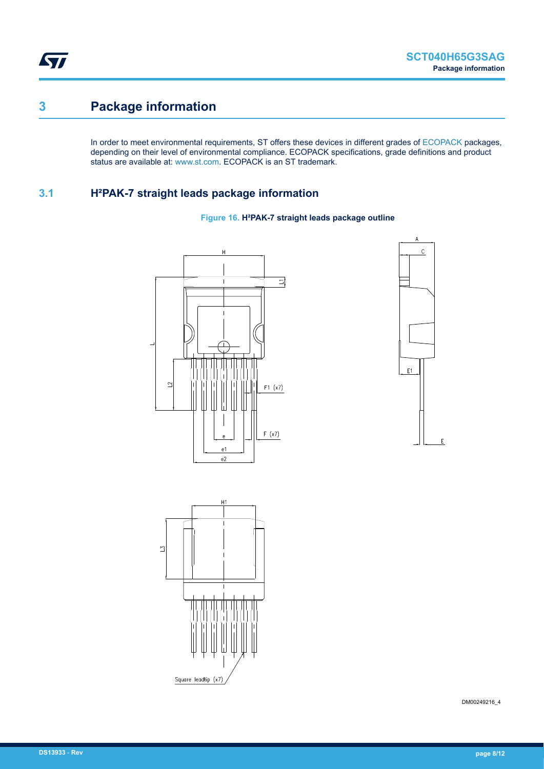# 3 Package information

In order to meet environmental requirements, ST offers these devices in different grades of ECOPACK packages, depending on their level of environmental compliance. ECOPACK specifications, grade definitions and product status are available at: www.st.com. ECOPACK is an ST trademark.

## 3.1 H²PAK-7 straight leads package information

**Figure 16. H²PAK-7 straight leads package outline**

DM00249216_4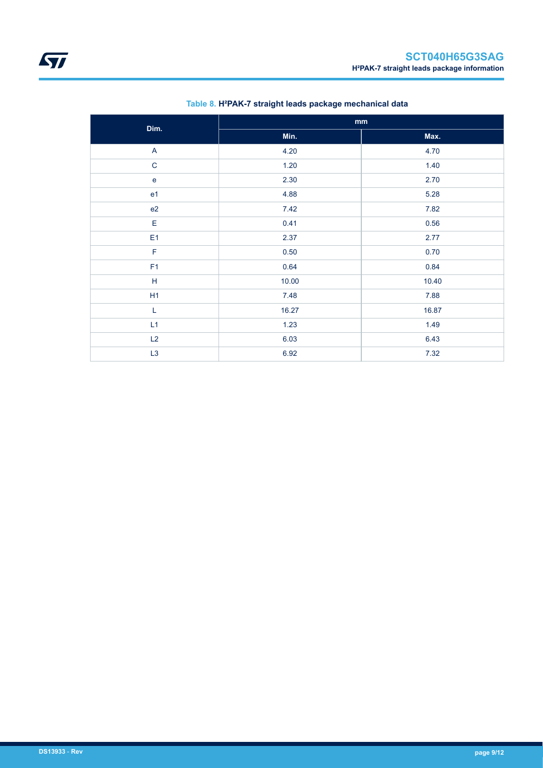**Table 8. H²PAK-7 straight leads package mechanical data**

| Dim. | mm | |
|---|---|---|
| | Min. | Max. |
| A | 4.20 | 4.70 |
| C | 1.20 | 1.40 |
| e | 2.30 | 2.70 |
| e1 | 4.88 | 5.28 |
| e2 | 7.42 | 7.82 |
| E | 0.41 | 0.56 |
| E1 | 2.37 | 2.77 |
| F | 0.50 | 0.70 |
| F1 | 0.64 | 0.84 |
| H | 10.00 | 10.40 |
| H1 | 7.48 | 7.88 |
| L | 16.27 | 16.87 |
| L1 | 1.23 | 1.49 |
| L2 | 6.03 | 6.43 |
| L3 | 6.92 | 7.32 |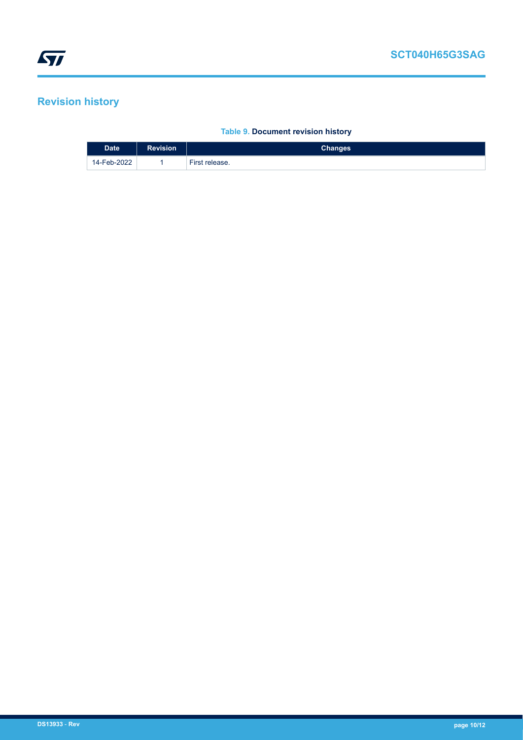# Revision history

**Table 9. Document revision history**

| Date | Revision | Changes |
|---|---|---|
| 14-Feb-2022 | 1 | First release. |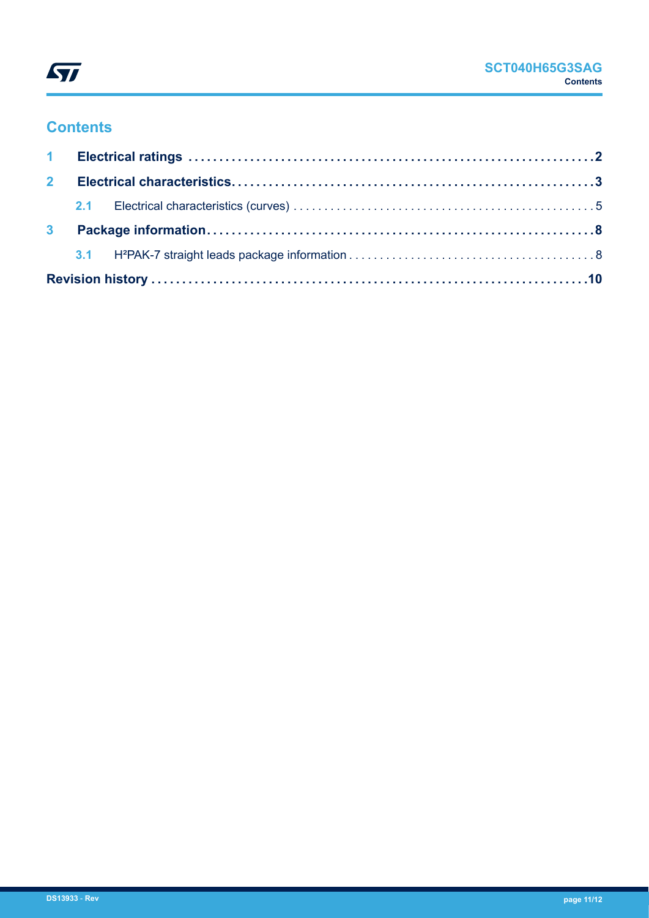## Contents

**1 Electrical ratings** .......... **2**

**2 Electrical characteristics** .......... **3**

- 2.1 Electrical characteristics (curves) .......... 5

**3 Package information** .......... **8**

- 3.1 H²PAK-7 straight leads package information .......... 8

**Revision history** .......... **10**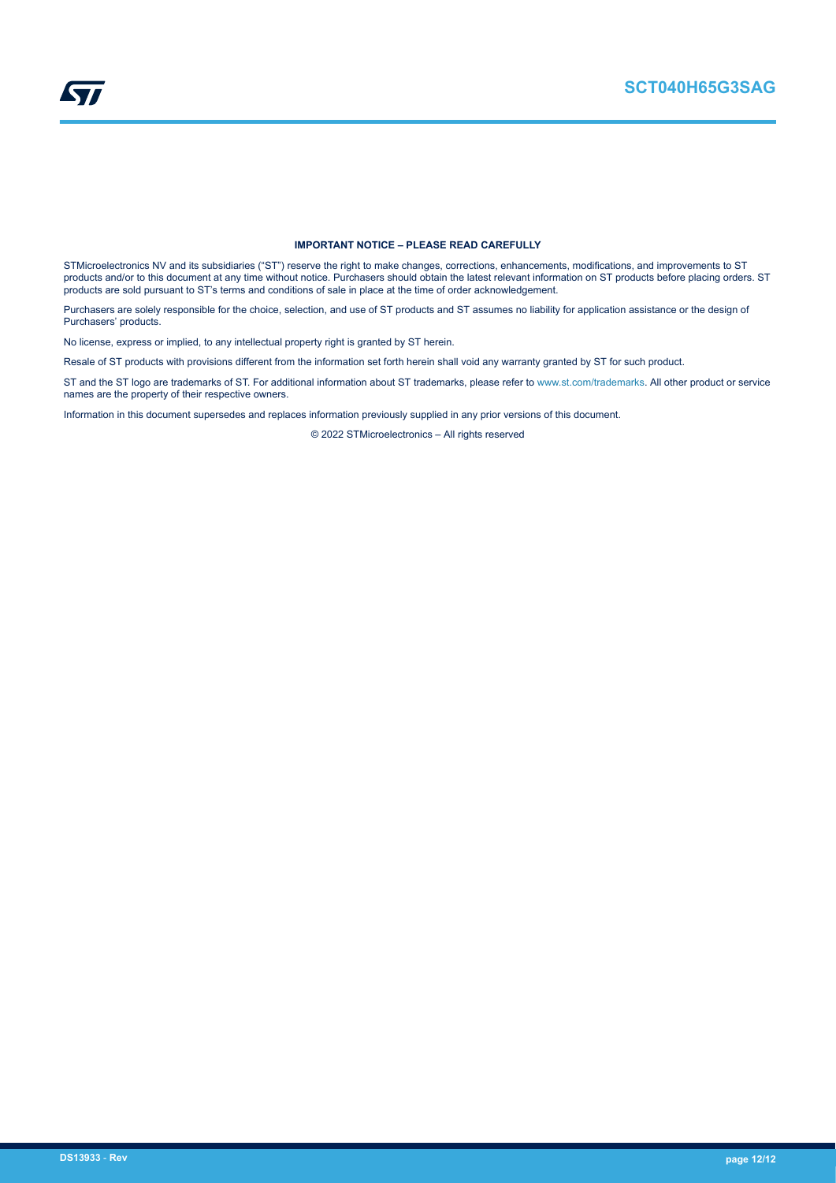**IMPORTANT NOTICE – PLEASE READ CAREFULLY**

STMicroelectronics NV and its subsidiaries ("ST") reserve the right to make changes, corrections, enhancements, modifications, and improvements to ST products and/or to this document at any time without notice. Purchasers should obtain the latest relevant information on ST products before placing orders. ST products are sold pursuant to ST's terms and conditions of sale in place at the time of order acknowledgement.

Purchasers are solely responsible for the choice, selection, and use of ST products and ST assumes no liability for application assistance or the design of Purchasers' products.

No license, express or implied, to any intellectual property right is granted by ST herein.

Resale of ST products with provisions different from the information set forth herein shall void any warranty granted by ST for such product.

ST and the ST logo are trademarks of ST. For additional information about ST trademarks, please refer to www.st.com/trademarks. All other product or service names are the property of their respective owners.

Information in this document supersedes and replaces information previously supplied in any prior versions of this document.

© 2022 STMicroelectronics – All rights reserved